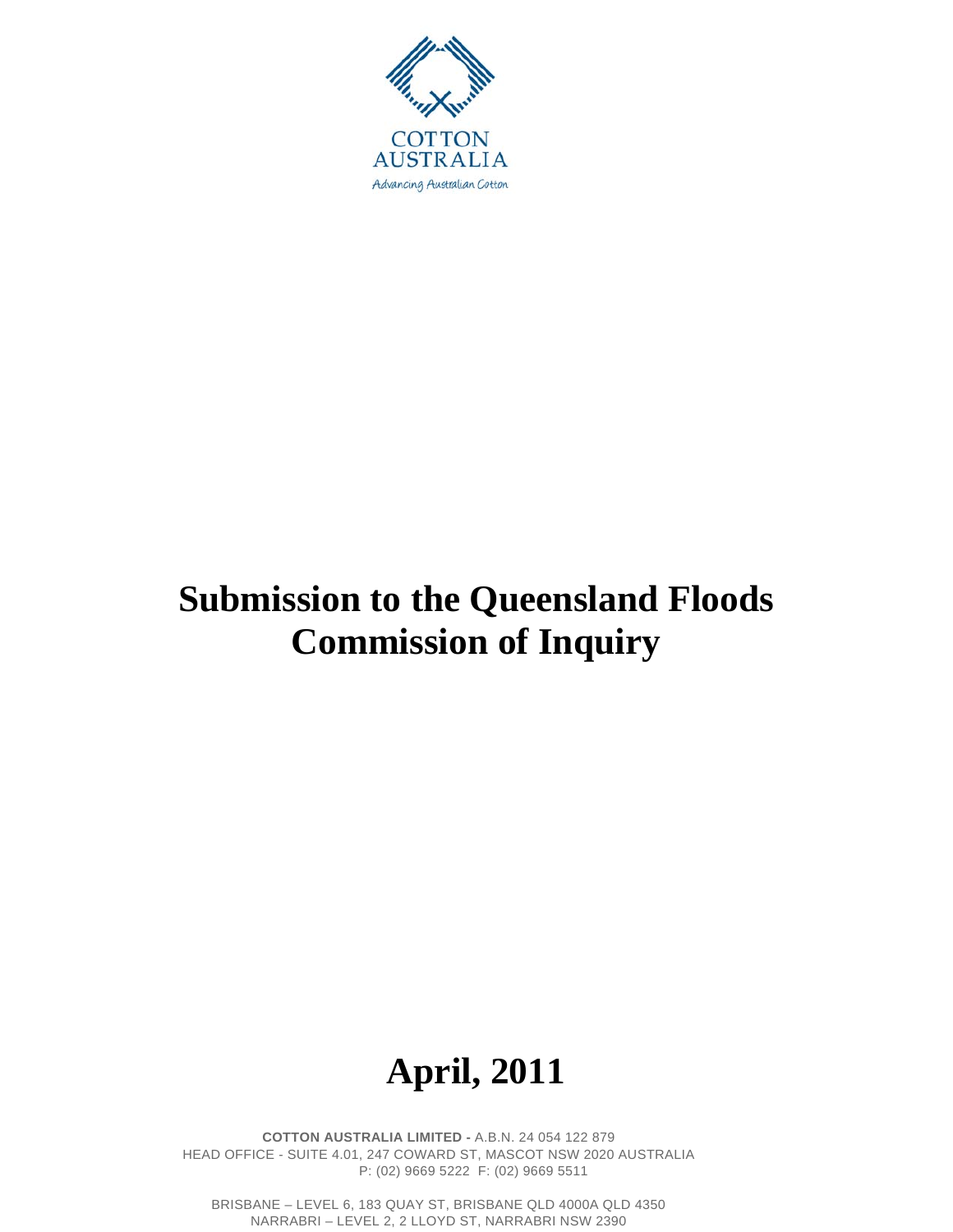COTTON AUSTRALIA

*Advancing Australian Cotton*

# Submission to the Queensland Floods Commission of Inquiry

# April, 2011

**COTTON AUSTRALIA LIMITED -** A.B.N. 24 054 122 879
HEAD OFFICE - SUITE 4.01, 247 COWARD ST, MASCOT NSW 2020 AUSTRALIA
P: (02) 9669 5222 F: (02) 9669 5511

BRISBANE – LEVEL 6, 183 QUAY ST, BRISBANE QLD 4000A QLD 4350
NARRABRI – LEVEL 2, 2 LLOYD ST, NARRABRI NSW 2390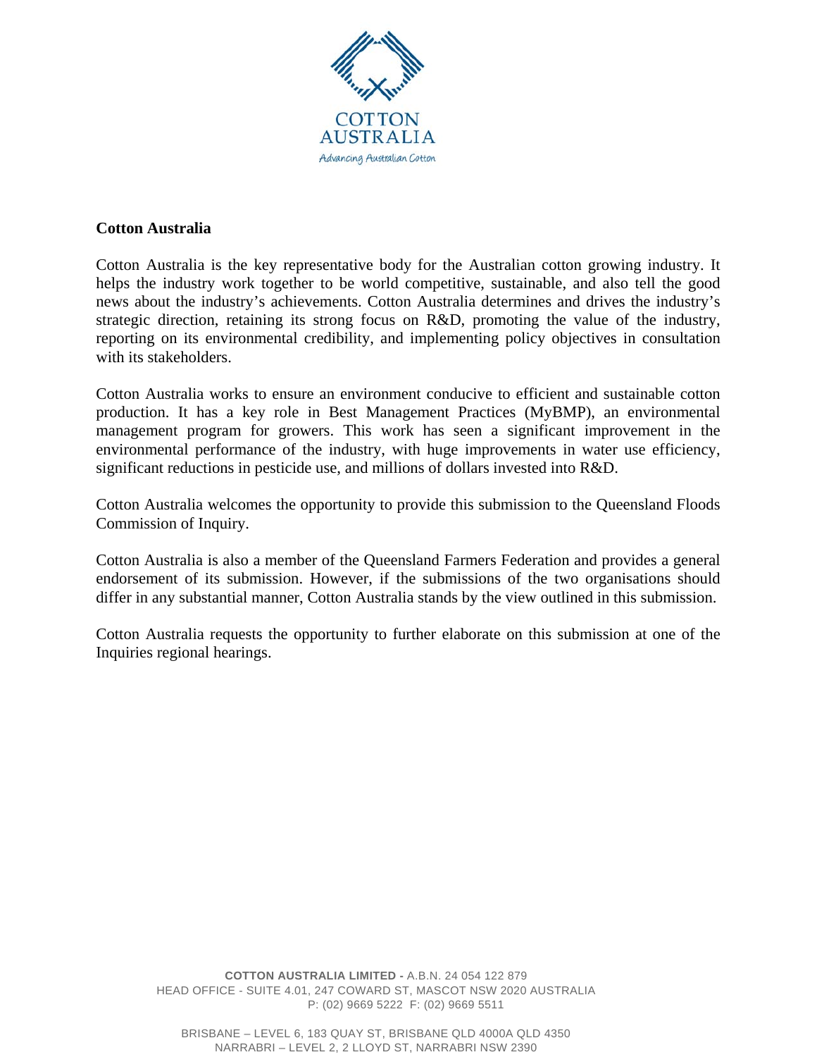**Cotton Australia**

Cotton Australia is the key representative body for the Australian cotton growing industry. It helps the industry work together to be world competitive, sustainable, and also tell the good news about the industry's achievements. Cotton Australia determines and drives the industry's strategic direction, retaining its strong focus on R&D, promoting the value of the industry, reporting on its environmental credibility, and implementing policy objectives in consultation with its stakeholders.

Cotton Australia works to ensure an environment conducive to efficient and sustainable cotton production. It has a key role in Best Management Practices (MyBMP), an environmental management program for growers. This work has seen a significant improvement in the environmental performance of the industry, with huge improvements in water use efficiency, significant reductions in pesticide use, and millions of dollars invested into R&D.

Cotton Australia welcomes the opportunity to provide this submission to the Queensland Floods Commission of Inquiry.

Cotton Australia is also a member of the Queensland Farmers Federation and provides a general endorsement of its submission. However, if the submissions of the two organisations should differ in any substantial manner, Cotton Australia stands by the view outlined in this submission.

Cotton Australia requests the opportunity to further elaborate on this submission at one of the Inquiries regional hearings.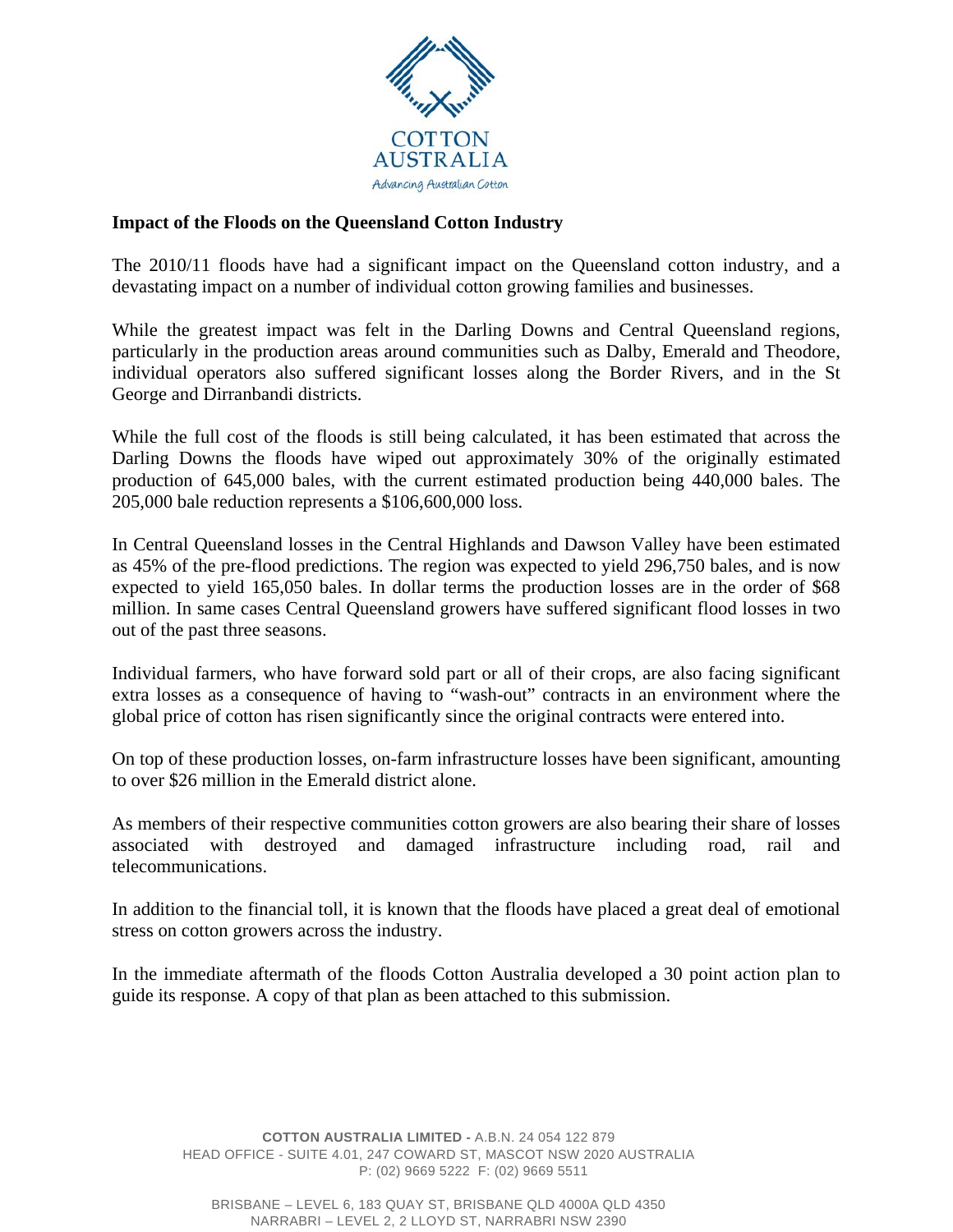**Impact of the Floods on the Queensland Cotton Industry**

The 2010/11 floods have had a significant impact on the Queensland cotton industry, and a devastating impact on a number of individual cotton growing families and businesses.

While the greatest impact was felt in the Darling Downs and Central Queensland regions, particularly in the production areas around communities such as Dalby, Emerald and Theodore, individual operators also suffered significant losses along the Border Rivers, and in the St George and Dirranbandi districts.

While the full cost of the floods is still being calculated, it has been estimated that across the Darling Downs the floods have wiped out approximately 30% of the originally estimated production of 645,000 bales, with the current estimated production being 440,000 bales. The 205,000 bale reduction represents a $106,600,000 loss.

In Central Queensland losses in the Central Highlands and Dawson Valley have been estimated as 45% of the pre-flood predictions. The region was expected to yield 296,750 bales, and is now expected to yield 165,050 bales. In dollar terms the production losses are in the order of $68 million. In same cases Central Queensland growers have suffered significant flood losses in two out of the past three seasons.

Individual farmers, who have forward sold part or all of their crops, are also facing significant extra losses as a consequence of having to "wash-out" contracts in an environment where the global price of cotton has risen significantly since the original contracts were entered into.

On top of these production losses, on-farm infrastructure losses have been significant, amounting to over $26 million in the Emerald district alone.

As members of their respective communities cotton growers are also bearing their share of losses associated with destroyed and damaged infrastructure including road, rail and telecommunications.

In addition to the financial toll, it is known that the floods have placed a great deal of emotional stress on cotton growers across the industry.

In the immediate aftermath of the floods Cotton Australia developed a 30 point action plan to guide its response. A copy of that plan as been attached to this submission.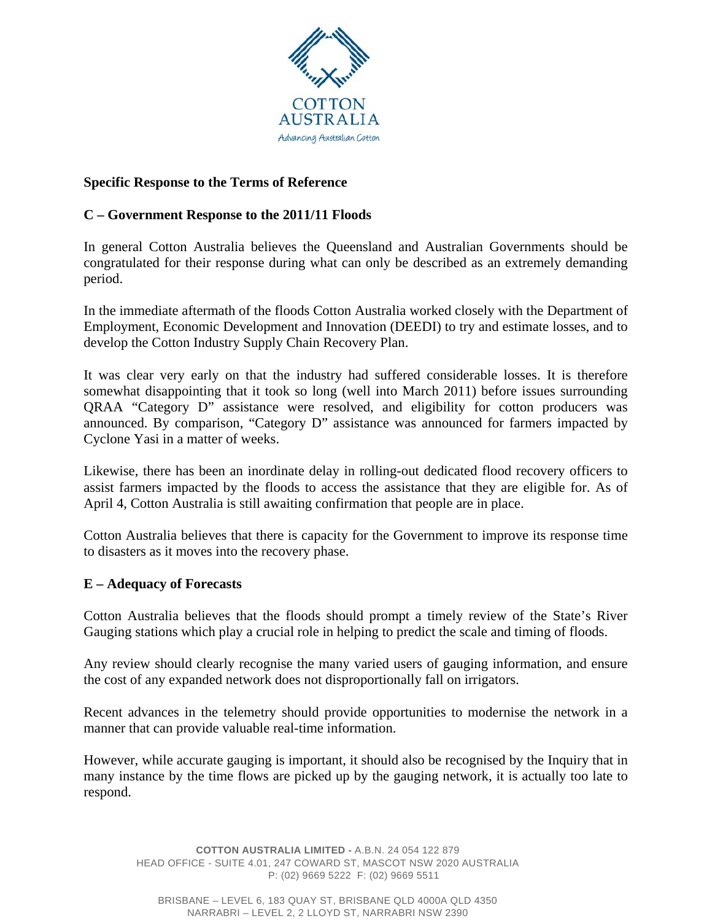**Specific Response to the Terms of Reference**

**C – Government Response to the 2011/11 Floods**

In general Cotton Australia believes the Queensland and Australian Governments should be congratulated for their response during what can only be described as an extremely demanding period.

In the immediate aftermath of the floods Cotton Australia worked closely with the Department of Employment, Economic Development and Innovation (DEEDI) to try and estimate losses, and to develop the Cotton Industry Supply Chain Recovery Plan.

It was clear very early on that the industry had suffered considerable losses. It is therefore somewhat disappointing that it took so long (well into March 2011) before issues surrounding QRAA "Category D" assistance were resolved, and eligibility for cotton producers was announced. By comparison, "Category D" assistance was announced for farmers impacted by Cyclone Yasi in a matter of weeks.

Likewise, there has been an inordinate delay in rolling-out dedicated flood recovery officers to assist farmers impacted by the floods to access the assistance that they are eligible for. As of April 4, Cotton Australia is still awaiting confirmation that people are in place.

Cotton Australia believes that there is capacity for the Government to improve its response time to disasters as it moves into the recovery phase.

**E – Adequacy of Forecasts**

Cotton Australia believes that the floods should prompt a timely review of the State's River Gauging stations which play a crucial role in helping to predict the scale and timing of floods.

Any review should clearly recognise the many varied users of gauging information, and ensure the cost of any expanded network does not disproportionally fall on irrigators.

Recent advances in the telemetry should provide opportunities to modernise the network in a manner that can provide valuable real-time information.

However, while accurate gauging is important, it should also be recognised by the Inquiry that in many instance by the time flows are picked up by the gauging network, it is actually too late to respond.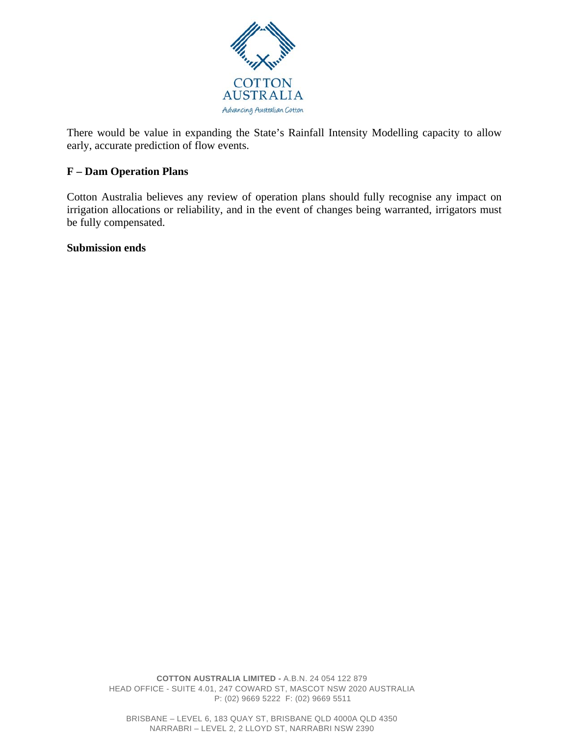There would be value in expanding the State's Rainfall Intensity Modelling capacity to allow early, accurate prediction of flow events.

**F – Dam Operation Plans**

Cotton Australia believes any review of operation plans should fully recognise any impact on irrigation allocations or reliability, and in the event of changes being warranted, irrigators must be fully compensated.

**Submission ends**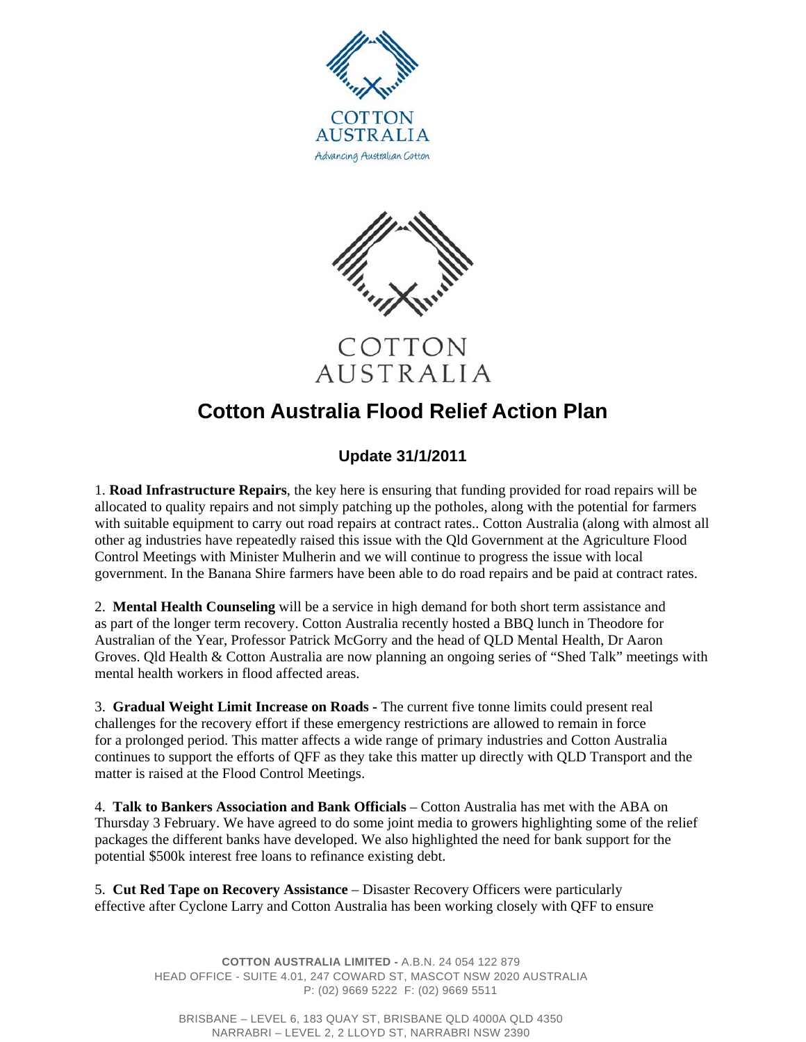# Cotton Australia Flood Relief Action Plan

## Update 31/1/2011

1. **Road Infrastructure Repairs**, the key here is ensuring that funding provided for road repairs will be allocated to quality repairs and not simply patching up the potholes, along with the potential for farmers with suitable equipment to carry out road repairs at contract rates.. Cotton Australia (along with almost all other ag industries have repeatedly raised this issue with the Qld Government at the Agriculture Flood Control Meetings with Minister Mulherin and we will continue to progress the issue with local government. In the Banana Shire farmers have been able to do road repairs and be paid at contract rates.

2. **Mental Health Counseling** will be a service in high demand for both short term assistance and as part of the longer term recovery. Cotton Australia recently hosted a BBQ lunch in Theodore for Australian of the Year, Professor Patrick McGorry and the head of QLD Mental Health, Dr Aaron Groves. Qld Health & Cotton Australia are now planning an ongoing series of "Shed Talk" meetings with mental health workers in flood affected areas.

3. **Gradual Weight Limit Increase on Roads** - The current five tonne limits could present real challenges for the recovery effort if these emergency restrictions are allowed to remain in force for a prolonged period. This matter affects a wide range of primary industries and Cotton Australia continues to support the efforts of QFF as they take this matter up directly with QLD Transport and the matter is raised at the Flood Control Meetings.

4. **Talk to Bankers Association and Bank Officials** – Cotton Australia has met with the ABA on Thursday 3 February. We have agreed to do some joint media to growers highlighting some of the relief packages the different banks have developed. We also highlighted the need for bank support for the potential $500k interest free loans to refinance existing debt.

5. **Cut Red Tape on Recovery Assistance** – Disaster Recovery Officers were particularly effective after Cyclone Larry and Cotton Australia has been working closely with QFF to ensure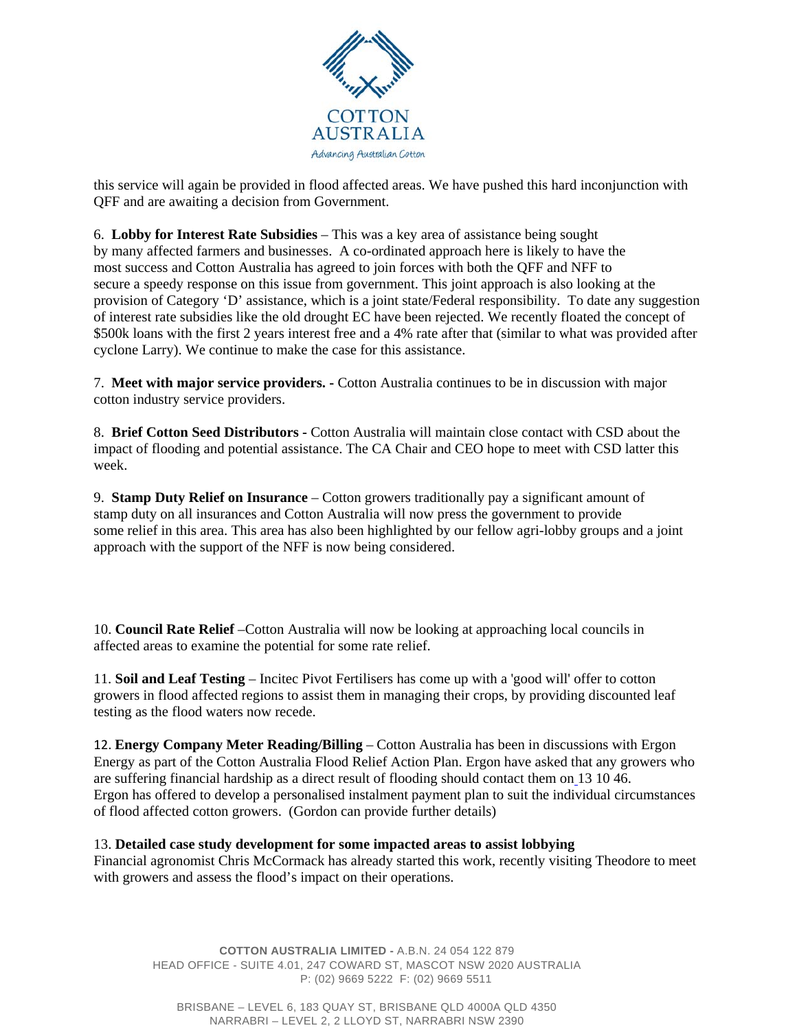this service will again be provided in flood affected areas. We have pushed this hard inconjunction with QFF and are awaiting a decision from Government.

6. **Lobby for Interest Rate Subsidies** – This was a key area of assistance being sought by many affected farmers and businesses. A co-ordinated approach here is likely to have the most success and Cotton Australia has agreed to join forces with both the QFF and NFF to secure a speedy response on this issue from government. This joint approach is also looking at the provision of Category 'D' assistance, which is a joint state/Federal responsibility. To date any suggestion of interest rate subsidies like the old drought EC have been rejected. We recently floated the concept of \$500k loans with the first 2 years interest free and a 4% rate after that (similar to what was provided after cyclone Larry). We continue to make the case for this assistance.

7. **Meet with major service providers. -** Cotton Australia continues to be in discussion with major cotton industry service providers.

8. **Brief Cotton Seed Distributors -** Cotton Australia will maintain close contact with CSD about the impact of flooding and potential assistance. The CA Chair and CEO hope to meet with CSD latter this week.

9. **Stamp Duty Relief on Insurance** – Cotton growers traditionally pay a significant amount of stamp duty on all insurances and Cotton Australia will now press the government to provide some relief in this area. This area has also been highlighted by our fellow agri-lobby groups and a joint approach with the support of the NFF is now being considered.

10. **Council Rate Relief** –Cotton Australia will now be looking at approaching local councils in affected areas to examine the potential for some rate relief.

11. **Soil and Leaf Testing** – Incitec Pivot Fertilisers has come up with a 'good will' offer to cotton growers in flood affected regions to assist them in managing their crops, by providing discounted leaf testing as the flood waters now recede.

12. **Energy Company Meter Reading/Billing** – Cotton Australia has been in discussions with Ergon Energy as part of the Cotton Australia Flood Relief Action Plan. Ergon have asked that any growers who are suffering financial hardship as a direct result of flooding should contact them on 13 10 46. Ergon has offered to develop a personalised instalment payment plan to suit the individual circumstances of flood affected cotton growers. (Gordon can provide further details)

13. **Detailed case study development for some impacted areas to assist lobbying**
Financial agronomist Chris McCormack has already started this work, recently visiting Theodore to meet with growers and assess the flood's impact on their operations.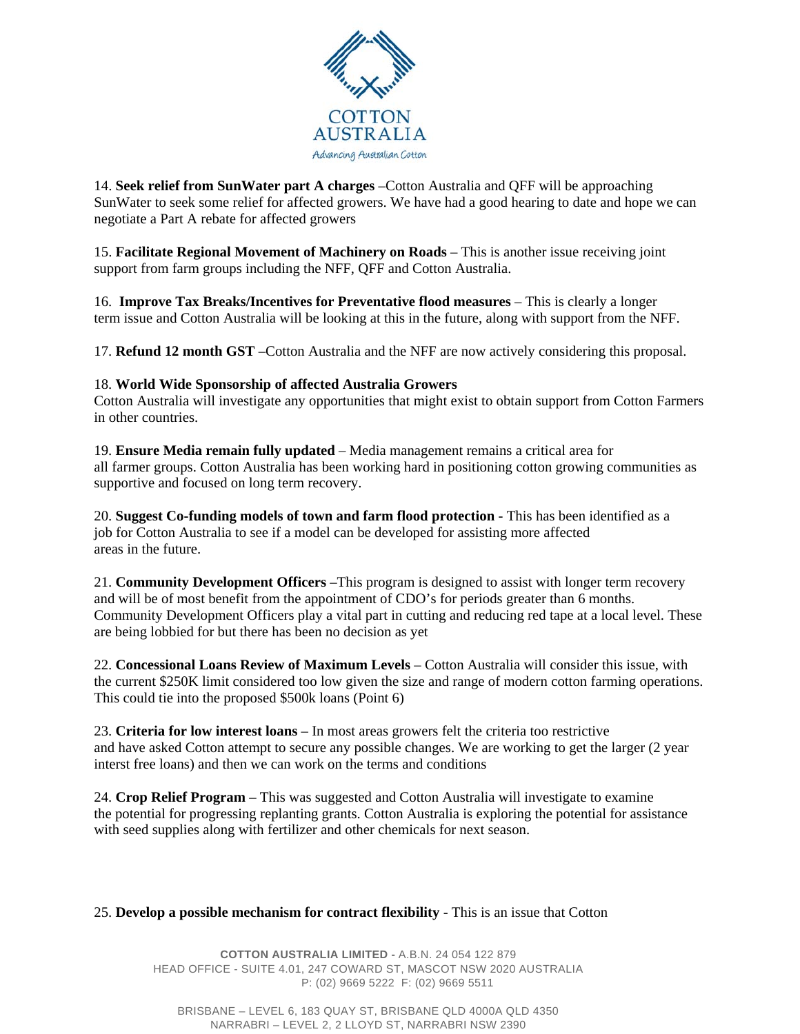14. **Seek relief from SunWater part A charges** –Cotton Australia and QFF will be approaching SunWater to seek some relief for affected growers. We have had a good hearing to date and hope we can negotiate a Part A rebate for affected growers

15. **Facilitate Regional Movement of Machinery on Roads** – This is another issue receiving joint support from farm groups including the NFF, QFF and Cotton Australia.

16. **Improve Tax Breaks/Incentives for Preventative flood measures** – This is clearly a longer term issue and Cotton Australia will be looking at this in the future, along with support from the NFF.

17. **Refund 12 month GST** –Cotton Australia and the NFF are now actively considering this proposal.

18. **World Wide Sponsorship of affected Australia Growers**
Cotton Australia will investigate any opportunities that might exist to obtain support from Cotton Farmers in other countries.

19. **Ensure Media remain fully updated** – Media management remains a critical area for all farmer groups. Cotton Australia has been working hard in positioning cotton growing communities as supportive and focused on long term recovery.

20. **Suggest Co-funding models of town and farm flood protection** - This has been identified as a job for Cotton Australia to see if a model can be developed for assisting more affected areas in the future.

21. **Community Development Officers** –This program is designed to assist with longer term recovery and will be of most benefit from the appointment of CDO's for periods greater than 6 months. Community Development Officers play a vital part in cutting and reducing red tape at a local level. These are being lobbied for but there has been no decision as yet

22. **Concessional Loans Review of Maximum Levels** – Cotton Australia will consider this issue, with the current $250K limit considered too low given the size and range of modern cotton farming operations. This could tie into the proposed $500k loans (Point 6)

23. **Criteria for low interest loans** – In most areas growers felt the criteria too restrictive and have asked Cotton attempt to secure any possible changes. We are working to get the larger (2 year interst free loans) and then we can work on the terms and conditions

24. **Crop Relief Program** – This was suggested and Cotton Australia will investigate to examine the potential for progressing replanting grants. Cotton Australia is exploring the potential for assistance with seed supplies along with fertilizer and other chemicals for next season.

25. **Develop a possible mechanism for contract flexibility** - This is an issue that Cotton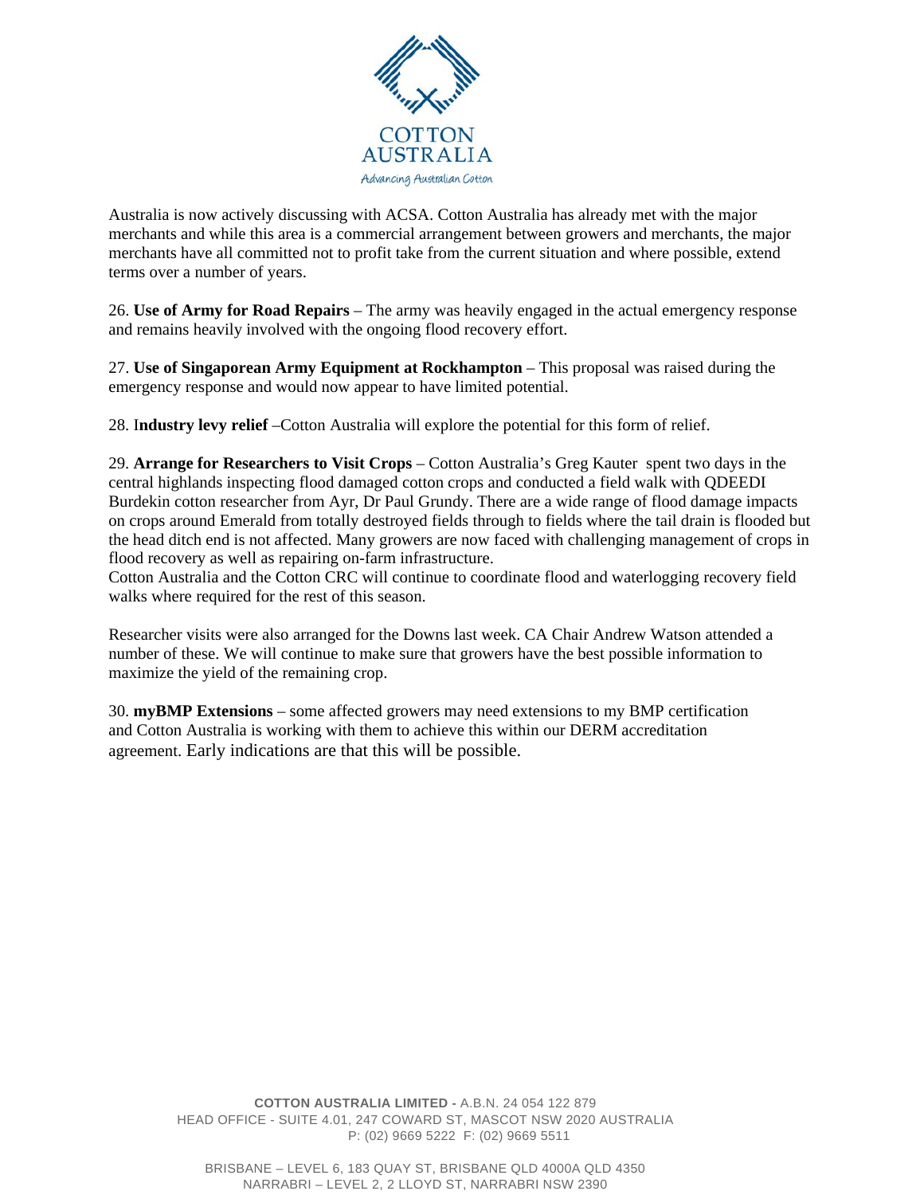Australia is now actively discussing with ACSA. Cotton Australia has already met with the major merchants and while this area is a commercial arrangement between growers and merchants, the major merchants have all committed not to profit take from the current situation and where possible, extend terms over a number of years.

26. **Use of Army for Road Repairs** – The army was heavily engaged in the actual emergency response and remains heavily involved with the ongoing flood recovery effort.

27. **Use of Singaporean Army Equipment at Rockhampton** – This proposal was raised during the emergency response and would now appear to have limited potential.

28. I**ndustry levy relief** –Cotton Australia will explore the potential for this form of relief.

29. **Arrange for Researchers to Visit Crops** – Cotton Australia's Greg Kauter spent two days in the central highlands inspecting flood damaged cotton crops and conducted a field walk with QDEEDI Burdekin cotton researcher from Ayr, Dr Paul Grundy. There are a wide range of flood damage impacts on crops around Emerald from totally destroyed fields through to fields where the tail drain is flooded but the head ditch end is not affected. Many growers are now faced with challenging management of crops in flood recovery as well as repairing on-farm infrastructure.
Cotton Australia and the Cotton CRC will continue to coordinate flood and waterlogging recovery field walks where required for the rest of this season.

Researcher visits were also arranged for the Downs last week. CA Chair Andrew Watson attended a number of these. We will continue to make sure that growers have the best possible information to maximize the yield of the remaining crop.

30. **myBMP Extensions** – some affected growers may need extensions to my BMP certification and Cotton Australia is working with them to achieve this within our DERM accreditation agreement. Early indications are that this will be possible.